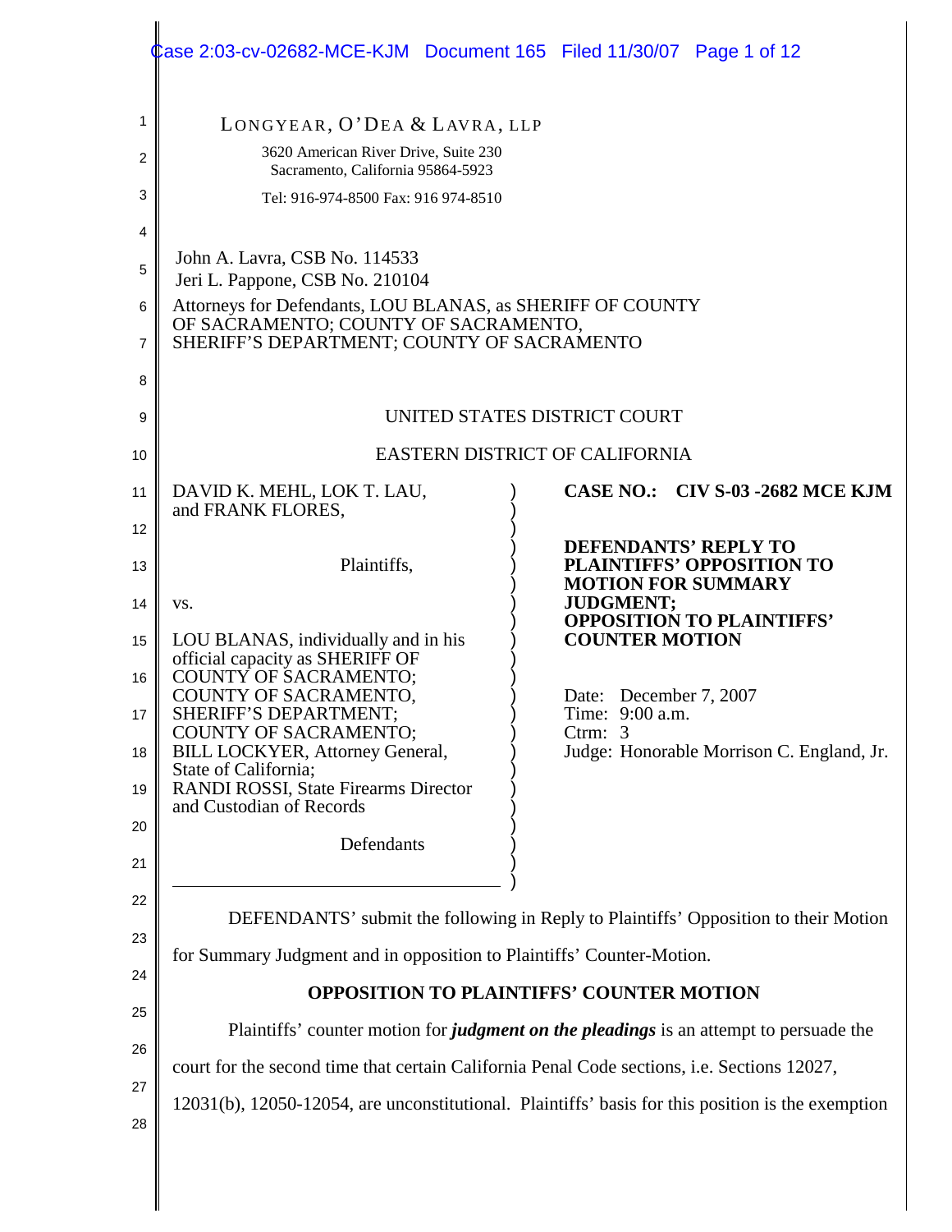LONGYEAR, O'DEA & LAVRA, LLP
3620 American River Drive, Suite 230
Sacramento, California 95864-5923
Tel: 916-974-8500 Fax: 916 974-8510

John A. Lavra, CSB No. 114533
Jeri L. Pappone, CSB No. 210104
Attorneys for Defendants, LOU BLANAS, as SHERIFF OF COUNTY OF SACRAMENTO; COUNTY OF SACRAMENTO, SHERIFF'S DEPARTMENT; COUNTY OF SACRAMENTO

UNITED STATES DISTRICT COURT

EASTERN DISTRICT OF CALIFORNIA

DAVID K. MEHL, LOK T. LAU, and FRANK FLORES,

Plaintiffs,

vs.

LOU BLANAS, individually and in his official capacity as SHERIFF OF COUNTY OF SACRAMENTO; COUNTY OF SACRAMENTO, SHERIFF'S DEPARTMENT; COUNTY OF SACRAMENTO; BILL LOCKYER, Attorney General, State of California; RANDI ROSSI, State Firearms Director and Custodian of Records

Defendants

**CASE NO.: CIV S-03 -2682 MCE KJM**

**DEFENDANTS' REPLY TO PLAINTIFFS' OPPOSITION TO MOTION FOR SUMMARY JUDGMENT; OPPOSITION TO PLAINTIFFS' COUNTER MOTION**

Date: December 7, 2007
Time: 9:00 a.m.
Ctrm: 3
Judge: Honorable Morrison C. England, Jr.

DEFENDANTS' submit the following in Reply to Plaintiffs' Opposition to their Motion for Summary Judgment and in opposition to Plaintiffs' Counter-Motion.

**OPPOSITION TO PLAINTIFFS' COUNTER MOTION**

Plaintiffs' counter motion for ***judgment on the pleadings*** is an attempt to persuade the court for the second time that certain California Penal Code sections, i.e. Sections 12027, 12031(b), 12050-12054, are unconstitutional. Plaintiffs' basis for this position is the exemption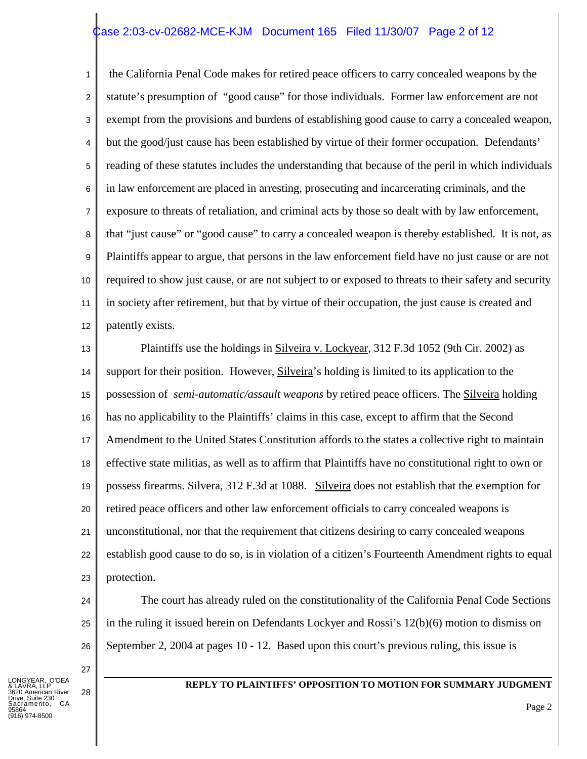the California Penal Code makes for retired peace officers to carry concealed weapons by the statute's presumption of "good cause" for those individuals. Former law enforcement are not exempt from the provisions and burdens of establishing good cause to carry a concealed weapon, but the good/just cause has been established by virtue of their former occupation. Defendants' reading of these statutes includes the understanding that because of the peril in which individuals in law enforcement are placed in arresting, prosecuting and incarcerating criminals, and the exposure to threats of retaliation, and criminal acts by those so dealt with by law enforcement, that "just cause" or "good cause" to carry a concealed weapon is thereby established. It is not, as Plaintiffs appear to argue, that persons in the law enforcement field have no just cause or are not required to show just cause, or are not subject to or exposed to threats to their safety and security in society after retirement, but that by virtue of their occupation, the just cause is created and patently exists.

Plaintiffs use the holdings in Silveira v. Lockyear, 312 F.3d 1052 (9th Cir. 2002) as support for their position. However, Silveira's holding is limited to its application to the possession of *semi-automatic/assault weapons* by retired peace officers. The Silveira holding has no applicability to the Plaintiffs' claims in this case, except to affirm that the Second Amendment to the United States Constitution affords to the states a collective right to maintain effective state militias, as well as to affirm that Plaintiffs have no constitutional right to own or possess firearms. Silvera, 312 F.3d at 1088. Silveira does not establish that the exemption for retired peace officers and other law enforcement officials to carry concealed weapons is unconstitutional, nor that the requirement that citizens desiring to carry concealed weapons establish good cause to do so, is in violation of a citizen's Fourteenth Amendment rights to equal protection.

The court has already ruled on the constitutionality of the California Penal Code Sections in the ruling it issued herein on Defendants Lockyer and Rossi's 12(b)(6) motion to dismiss on September 2, 2004 at pages 10 - 12. Based upon this court's previous ruling, this issue is

**REPLY TO PLAINTIFFS' OPPOSITION TO MOTION FOR SUMMARY JUDGMENT**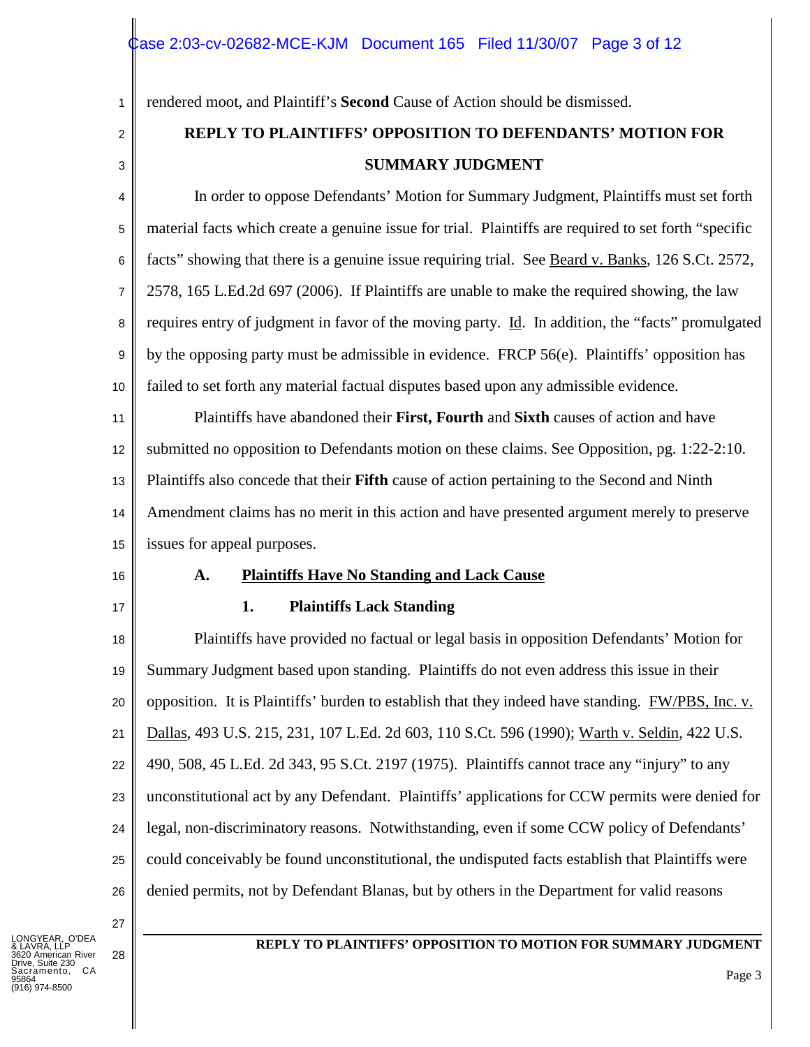rendered moot, and Plaintiff's **Second** Cause of Action should be dismissed.

## REPLY TO PLAINTIFFS' OPPOSITION TO DEFENDANTS' MOTION FOR SUMMARY JUDGMENT

In order to oppose Defendants' Motion for Summary Judgment, Plaintiffs must set forth material facts which create a genuine issue for trial. Plaintiffs are required to set forth "specific facts" showing that there is a genuine issue requiring trial. See Beard v. Banks, 126 S.Ct. 2572, 2578, 165 L.Ed.2d 697 (2006). If Plaintiffs are unable to make the required showing, the law requires entry of judgment in favor of the moving party. Id. In addition, the "facts" promulgated by the opposing party must be admissible in evidence. FRCP 56(e). Plaintiffs' opposition has failed to set forth any material factual disputes based upon any admissible evidence.

Plaintiffs have abandoned their **First, Fourth** and **Sixth** causes of action and have submitted no opposition to Defendants motion on these claims. See Opposition, pg. 1:22-2:10. Plaintiffs also concede that their **Fifth** cause of action pertaining to the Second and Ninth Amendment claims has no merit in this action and have presented argument merely to preserve issues for appeal purposes.

### A. Plaintiffs Have No Standing and Lack Cause

#### 1. Plaintiffs Lack Standing

Plaintiffs have provided no factual or legal basis in opposition Defendants' Motion for Summary Judgment based upon standing. Plaintiffs do not even address this issue in their opposition. It is Plaintiffs' burden to establish that they indeed have standing. FW/PBS, Inc. v. Dallas, 493 U.S. 215, 231, 107 L.Ed. 2d 603, 110 S.Ct. 596 (1990); Warth v. Seldin, 422 U.S. 490, 508, 45 L.Ed. 2d 343, 95 S.Ct. 2197 (1975). Plaintiffs cannot trace any "injury" to any unconstitutional act by any Defendant. Plaintiffs' applications for CCW permits were denied for legal, non-discriminatory reasons. Notwithstanding, even if some CCW policy of Defendants' could conceivably be found unconstitutional, the undisputed facts establish that Plaintiffs were denied permits, not by Defendant Blanas, but by others in the Department for valid reasons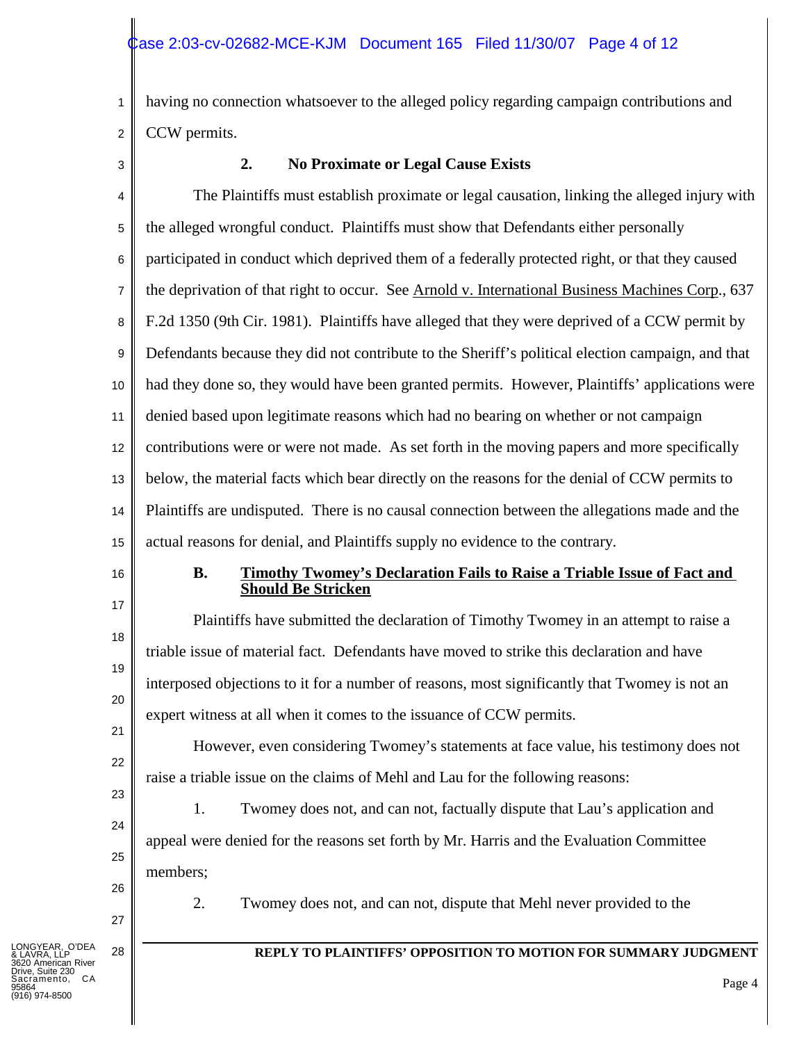having no connection whatsoever to the alleged policy regarding campaign contributions and CCW permits.

### 2. No Proximate or Legal Cause Exists

The Plaintiffs must establish proximate or legal causation, linking the alleged injury with the alleged wrongful conduct. Plaintiffs must show that Defendants either personally participated in conduct which deprived them of a federally protected right, or that they caused the deprivation of that right to occur. See Arnold v. International Business Machines Corp., 637 F.2d 1350 (9th Cir. 1981). Plaintiffs have alleged that they were deprived of a CCW permit by Defendants because they did not contribute to the Sheriff's political election campaign, and that had they done so, they would have been granted permits. However, Plaintiffs' applications were denied based upon legitimate reasons which had no bearing on whether or not campaign contributions were or were not made. As set forth in the moving papers and more specifically below, the material facts which bear directly on the reasons for the denial of CCW permits to Plaintiffs are undisputed. There is no causal connection between the allegations made and the actual reasons for denial, and Plaintiffs supply no evidence to the contrary.

### B. Timothy Twomey's Declaration Fails to Raise a Triable Issue of Fact and Should Be Stricken

Plaintiffs have submitted the declaration of Timothy Twomey in an attempt to raise a triable issue of material fact. Defendants have moved to strike this declaration and have interposed objections to it for a number of reasons, most significantly that Twomey is not an expert witness at all when it comes to the issuance of CCW permits.

However, even considering Twomey's statements at face value, his testimony does not raise a triable issue on the claims of Mehl and Lau for the following reasons:

1. Twomey does not, and can not, factually dispute that Lau's application and appeal were denied for the reasons set forth by Mr. Harris and the Evaluation Committee members;

2. Twomey does not, and can not, dispute that Mehl never provided to the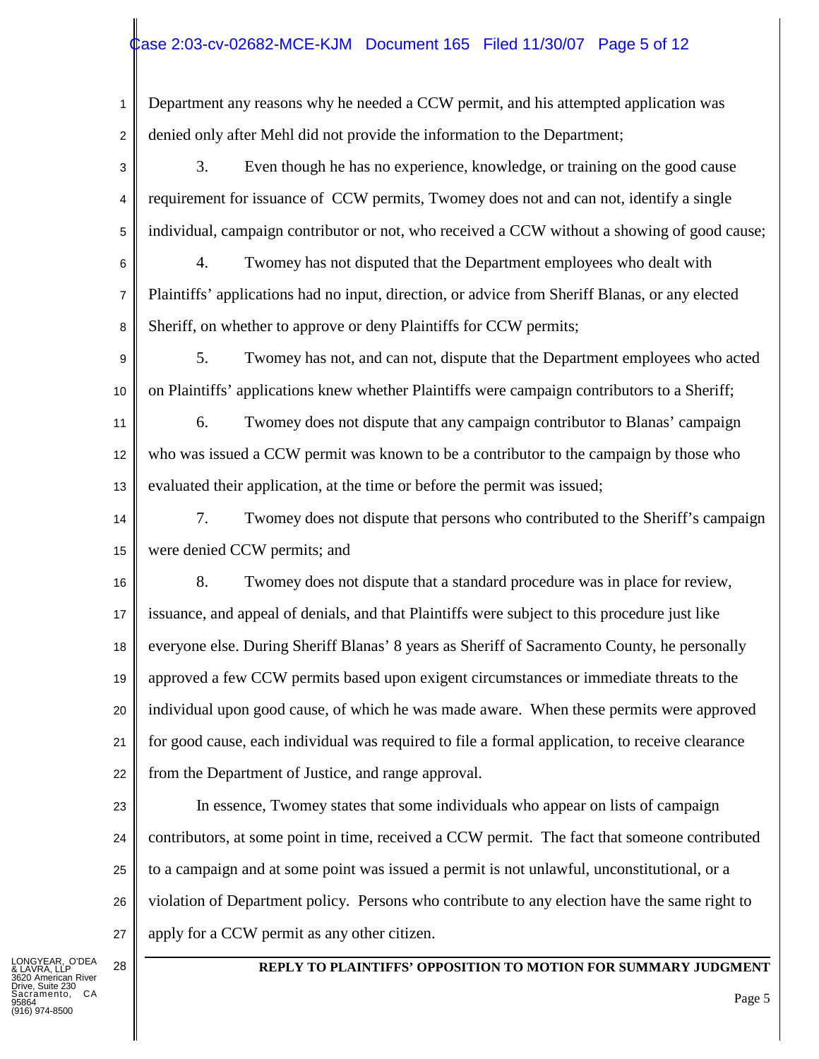Department any reasons why he needed a CCW permit, and his attempted application was denied only after Mehl did not provide the information to the Department;

3. Even though he has no experience, knowledge, or training on the good cause requirement for issuance of CCW permits, Twomey does not and can not, identify a single individual, campaign contributor or not, who received a CCW without a showing of good cause;

4. Twomey has not disputed that the Department employees who dealt with Plaintiffs' applications had no input, direction, or advice from Sheriff Blanas, or any elected Sheriff, on whether to approve or deny Plaintiffs for CCW permits;

5. Twomey has not, and can not, dispute that the Department employees who acted on Plaintiffs' applications knew whether Plaintiffs were campaign contributors to a Sheriff;

6. Twomey does not dispute that any campaign contributor to Blanas' campaign who was issued a CCW permit was known to be a contributor to the campaign by those who evaluated their application, at the time or before the permit was issued;

7. Twomey does not dispute that persons who contributed to the Sheriff's campaign were denied CCW permits; and

8. Twomey does not dispute that a standard procedure was in place for review, issuance, and appeal of denials, and that Plaintiffs were subject to this procedure just like everyone else. During Sheriff Blanas' 8 years as Sheriff of Sacramento County, he personally approved a few CCW permits based upon exigent circumstances or immediate threats to the individual upon good cause, of which he was made aware. When these permits were approved for good cause, each individual was required to file a formal application, to receive clearance from the Department of Justice, and range approval.

In essence, Twomey states that some individuals who appear on lists of campaign contributors, at some point in time, received a CCW permit. The fact that someone contributed to a campaign and at some point was issued a permit is not unlawful, unconstitutional, or a violation of Department policy. Persons who contribute to any election have the same right to apply for a CCW permit as any other citizen.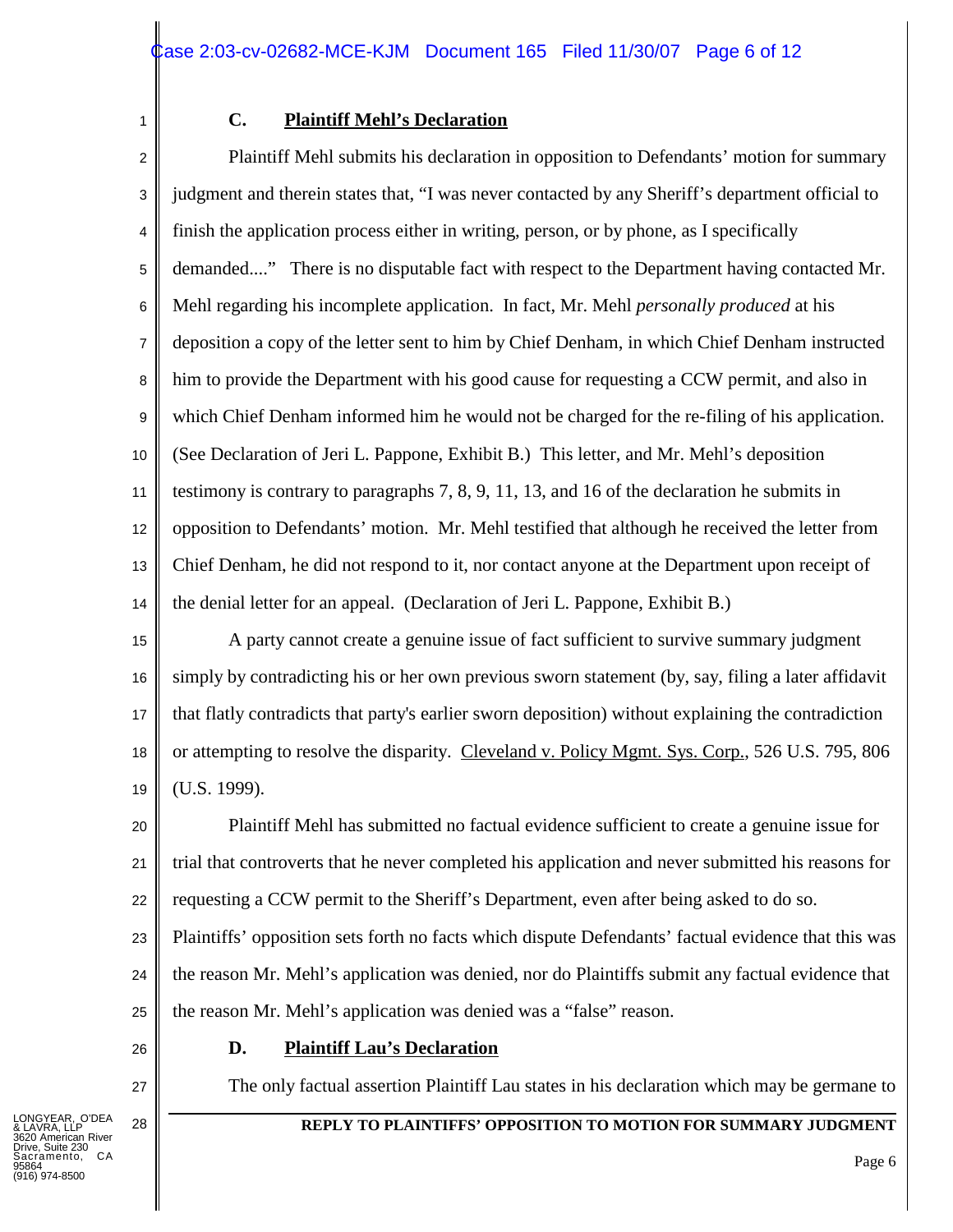### C. **Plaintiff Mehl's Declaration**

Plaintiff Mehl submits his declaration in opposition to Defendants' motion for summary judgment and therein states that, "I was never contacted by any Sheriff's department official to finish the application process either in writing, person, or by phone, as I specifically demanded...." There is no disputable fact with respect to the Department having contacted Mr. Mehl regarding his incomplete application. In fact, Mr. Mehl *personally produced* at his deposition a copy of the letter sent to him by Chief Denham, in which Chief Denham instructed him to provide the Department with his good cause for requesting a CCW permit, and also in which Chief Denham informed him he would not be charged for the re-filing of his application. (See Declaration of Jeri L. Pappone, Exhibit B.) This letter, and Mr. Mehl's deposition testimony is contrary to paragraphs 7, 8, 9, 11, 13, and 16 of the declaration he submits in opposition to Defendants' motion. Mr. Mehl testified that although he received the letter from Chief Denham, he did not respond to it, nor contact anyone at the Department upon receipt of the denial letter for an appeal. (Declaration of Jeri L. Pappone, Exhibit B.)

A party cannot create a genuine issue of fact sufficient to survive summary judgment simply by contradicting his or her own previous sworn statement (by, say, filing a later affidavit that flatly contradicts that party's earlier sworn deposition) without explaining the contradiction or attempting to resolve the disparity. Cleveland v. Policy Mgmt. Sys. Corp., 526 U.S. 795, 806 (U.S. 1999).

Plaintiff Mehl has submitted no factual evidence sufficient to create a genuine issue for trial that controverts that he never completed his application and never submitted his reasons for requesting a CCW permit to the Sheriff's Department, even after being asked to do so. Plaintiffs' opposition sets forth no facts which dispute Defendants' factual evidence that this was the reason Mr. Mehl's application was denied, nor do Plaintiffs submit any factual evidence that the reason Mr. Mehl's application was denied was a "false" reason.

### D. **Plaintiff Lau's Declaration**

The only factual assertion Plaintiff Lau states in his declaration which may be germane to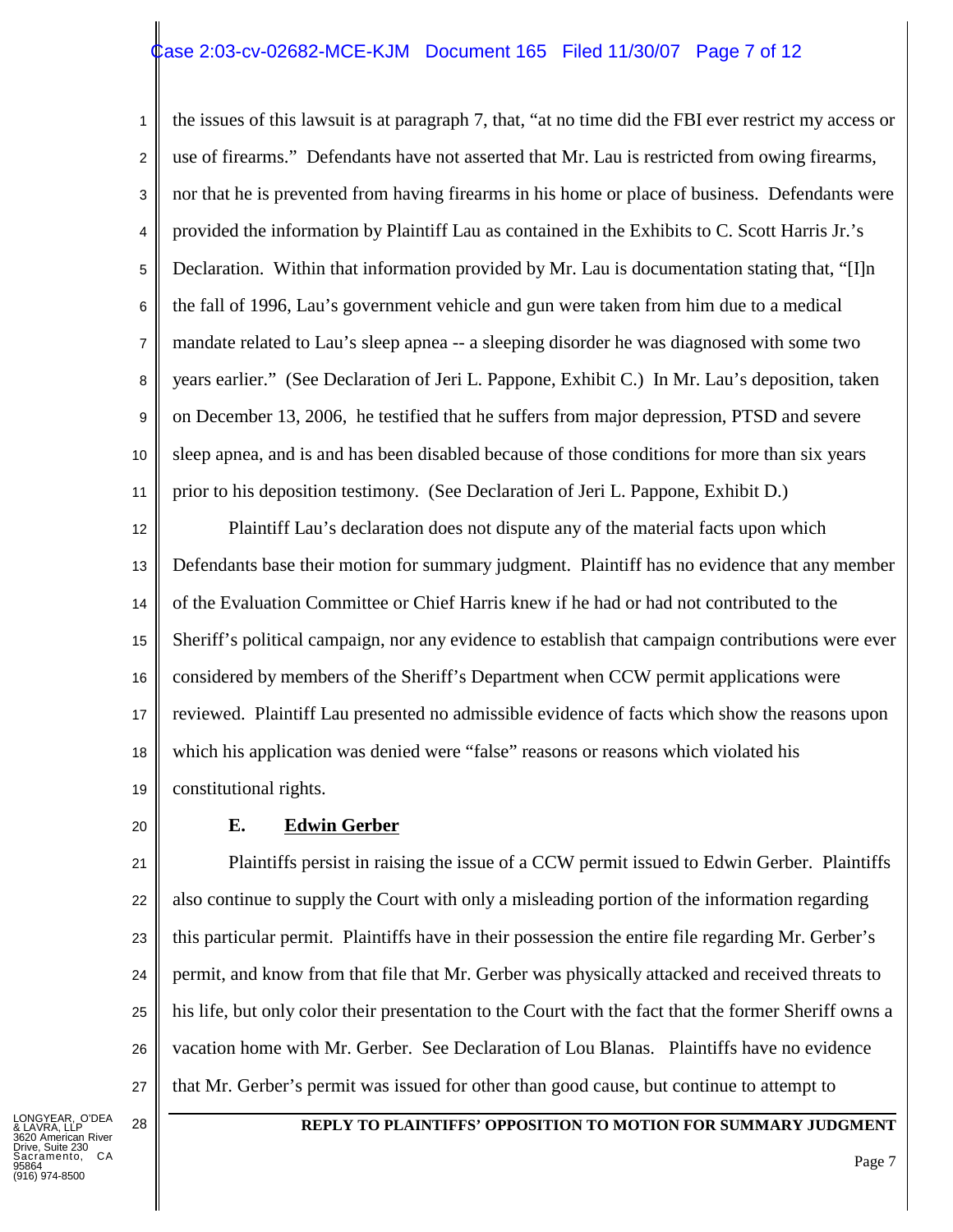the issues of this lawsuit is at paragraph 7, that, "at no time did the FBI ever restrict my access or use of firearms." Defendants have not asserted that Mr. Lau is restricted from owing firearms, nor that he is prevented from having firearms in his home or place of business. Defendants were provided the information by Plaintiff Lau as contained in the Exhibits to C. Scott Harris Jr.'s Declaration. Within that information provided by Mr. Lau is documentation stating that, "[I]n the fall of 1996, Lau's government vehicle and gun were taken from him due to a medical mandate related to Lau's sleep apnea -- a sleeping disorder he was diagnosed with some two years earlier." (See Declaration of Jeri L. Pappone, Exhibit C.) In Mr. Lau's deposition, taken on December 13, 2006, he testified that he suffers from major depression, PTSD and severe sleep apnea, and is and has been disabled because of those conditions for more than six years prior to his deposition testimony. (See Declaration of Jeri L. Pappone, Exhibit D.)

Plaintiff Lau's declaration does not dispute any of the material facts upon which Defendants base their motion for summary judgment. Plaintiff has no evidence that any member of the Evaluation Committee or Chief Harris knew if he had or had not contributed to the Sheriff's political campaign, nor any evidence to establish that campaign contributions were ever considered by members of the Sheriff's Department when CCW permit applications were reviewed. Plaintiff Lau presented no admissible evidence of facts which show the reasons upon which his application was denied were "false" reasons or reasons which violated his constitutional rights.

### E. Edwin Gerber

Plaintiffs persist in raising the issue of a CCW permit issued to Edwin Gerber. Plaintiffs also continue to supply the Court with only a misleading portion of the information regarding this particular permit. Plaintiffs have in their possession the entire file regarding Mr. Gerber's permit, and know from that file that Mr. Gerber was physically attacked and received threats to his life, but only color their presentation to the Court with the fact that the former Sheriff owns a vacation home with Mr. Gerber. See Declaration of Lou Blanas. Plaintiffs have no evidence that Mr. Gerber's permit was issued for other than good cause, but continue to attempt to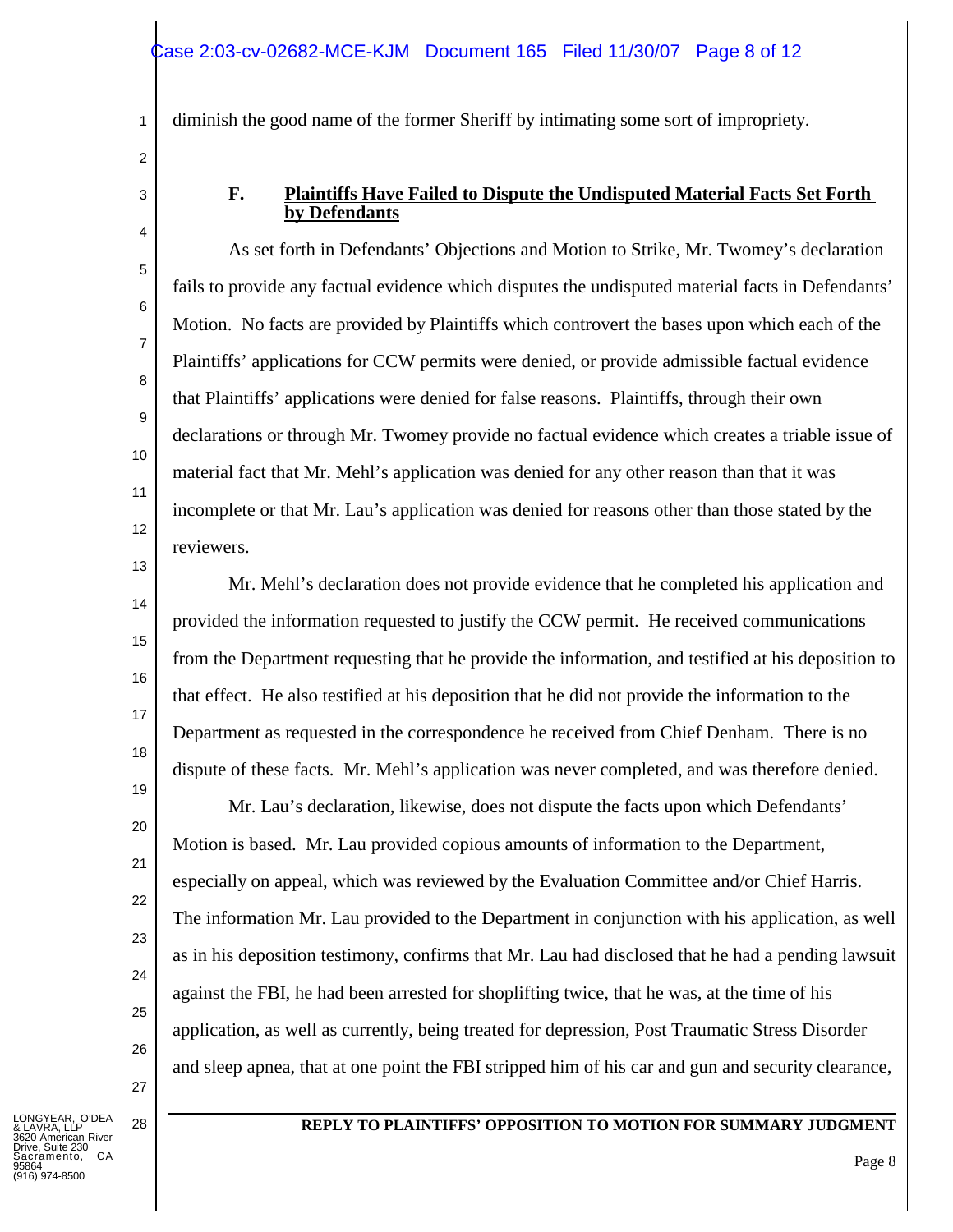diminish the good name of the former Sheriff by intimating some sort of impropriety.

### F. Plaintiffs Have Failed to Dispute the Undisputed Material Facts Set Forth by Defendants

As set forth in Defendants' Objections and Motion to Strike, Mr. Twomey's declaration fails to provide any factual evidence which disputes the undisputed material facts in Defendants' Motion. No facts are provided by Plaintiffs which controvert the bases upon which each of the Plaintiffs' applications for CCW permits were denied, or provide admissible factual evidence that Plaintiffs' applications were denied for false reasons. Plaintiffs, through their own declarations or through Mr. Twomey provide no factual evidence which creates a triable issue of material fact that Mr. Mehl's application was denied for any other reason than that it was incomplete or that Mr. Lau's application was denied for reasons other than those stated by the reviewers.

Mr. Mehl's declaration does not provide evidence that he completed his application and provided the information requested to justify the CCW permit. He received communications from the Department requesting that he provide the information, and testified at his deposition to that effect. He also testified at his deposition that he did not provide the information to the Department as requested in the correspondence he received from Chief Denham. There is no dispute of these facts. Mr. Mehl's application was never completed, and was therefore denied.

Mr. Lau's declaration, likewise, does not dispute the facts upon which Defendants' Motion is based. Mr. Lau provided copious amounts of information to the Department, especially on appeal, which was reviewed by the Evaluation Committee and/or Chief Harris. The information Mr. Lau provided to the Department in conjunction with his application, as well as in his deposition testimony, confirms that Mr. Lau had disclosed that he had a pending lawsuit against the FBI, he had been arrested for shoplifting twice, that he was, at the time of his application, as well as currently, being treated for depression, Post Traumatic Stress Disorder and sleep apnea, that at one point the FBI stripped him of his car and gun and security clearance,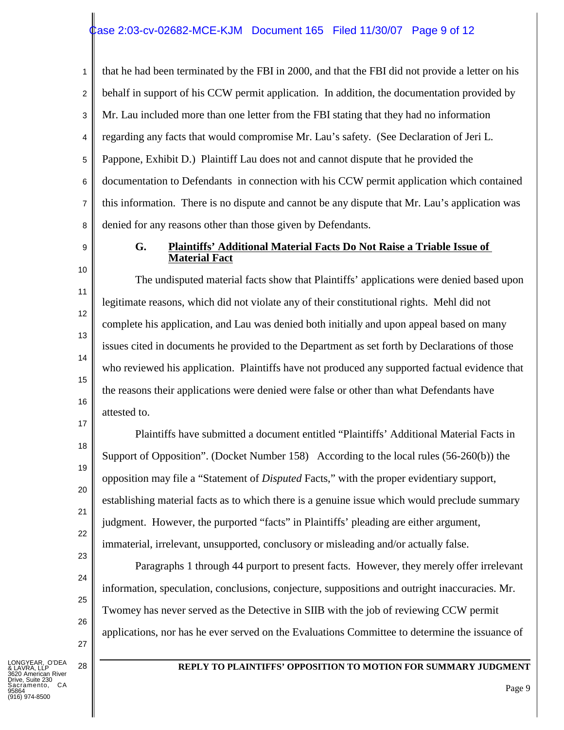that he had been terminated by the FBI in 2000, and that the FBI did not provide a letter on his behalf in support of his CCW permit application. In addition, the documentation provided by Mr. Lau included more than one letter from the FBI stating that they had no information regarding any facts that would compromise Mr. Lau's safety. (See Declaration of Jeri L. Pappone, Exhibit D.) Plaintiff Lau does not and cannot dispute that he provided the documentation to Defendants in connection with his CCW permit application which contained this information. There is no dispute and cannot be any dispute that Mr. Lau's application was denied for any reasons other than those given by Defendants.

### G. Plaintiffs' Additional Material Facts Do Not Raise a Triable Issue of Material Fact

The undisputed material facts show that Plaintiffs' applications were denied based upon legitimate reasons, which did not violate any of their constitutional rights. Mehl did not complete his application, and Lau was denied both initially and upon appeal based on many issues cited in documents he provided to the Department as set forth by Declarations of those who reviewed his application. Plaintiffs have not produced any supported factual evidence that the reasons their applications were denied were false or other than what Defendants have attested to.

Plaintiffs have submitted a document entitled "Plaintiffs' Additional Material Facts in Support of Opposition". (Docket Number 158) According to the local rules (56-260(b)) the opposition may file a "Statement of *Disputed* Facts," with the proper evidentiary support, establishing material facts as to which there is a genuine issue which would preclude summary judgment. However, the purported "facts" in Plaintiffs' pleading are either argument, immaterial, irrelevant, unsupported, conclusory or misleading and/or actually false.

Paragraphs 1 through 44 purport to present facts. However, they merely offer irrelevant information, speculation, conclusions, conjecture, suppositions and outright inaccuracies. Mr. Twomey has never served as the Detective in SIIB with the job of reviewing CCW permit applications, nor has he ever served on the Evaluations Committee to determine the issuance of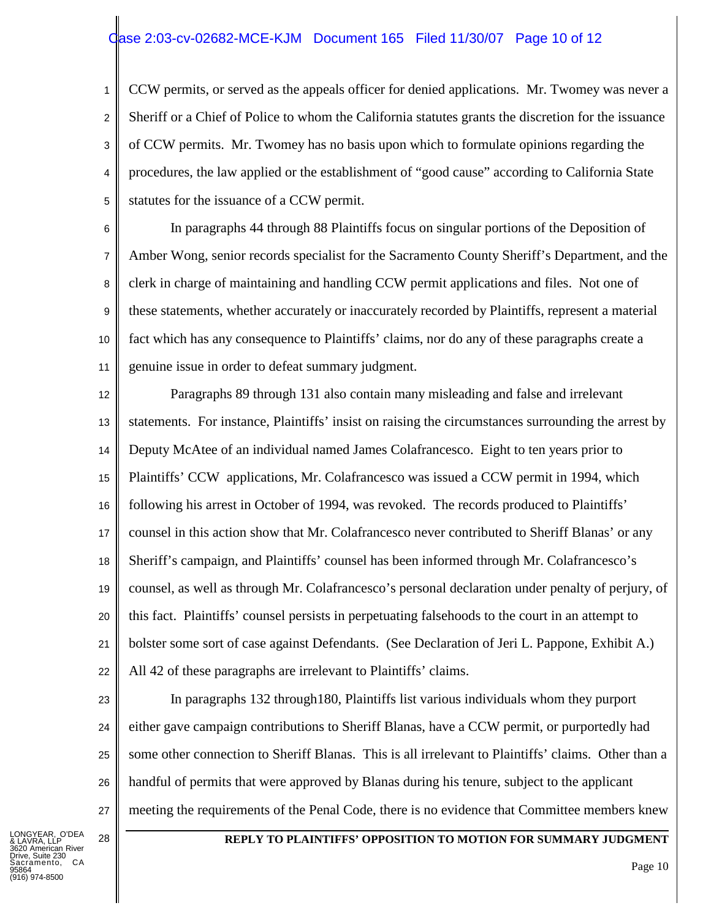CCW permits, or served as the appeals officer for denied applications. Mr. Twomey was never a Sheriff or a Chief of Police to whom the California statutes grants the discretion for the issuance of CCW permits. Mr. Twomey has no basis upon which to formulate opinions regarding the procedures, the law applied or the establishment of "good cause" according to California State statutes for the issuance of a CCW permit.

In paragraphs 44 through 88 Plaintiffs focus on singular portions of the Deposition of Amber Wong, senior records specialist for the Sacramento County Sheriff's Department, and the clerk in charge of maintaining and handling CCW permit applications and files. Not one of these statements, whether accurately or inaccurately recorded by Plaintiffs, represent a material fact which has any consequence to Plaintiffs' claims, nor do any of these paragraphs create a genuine issue in order to defeat summary judgment.

Paragraphs 89 through 131 also contain many misleading and false and irrelevant statements. For instance, Plaintiffs' insist on raising the circumstances surrounding the arrest by Deputy McAtee of an individual named James Colafrancesco. Eight to ten years prior to Plaintiffs' CCW applications, Mr. Colafrancesco was issued a CCW permit in 1994, which following his arrest in October of 1994, was revoked. The records produced to Plaintiffs' counsel in this action show that Mr. Colafrancesco never contributed to Sheriff Blanas' or any Sheriff's campaign, and Plaintiffs' counsel has been informed through Mr. Colafrancesco's counsel, as well as through Mr. Colafrancesco's personal declaration under penalty of perjury, of this fact. Plaintiffs' counsel persists in perpetuating falsehoods to the court in an attempt to bolster some sort of case against Defendants. (See Declaration of Jeri L. Pappone, Exhibit A.) All 42 of these paragraphs are irrelevant to Plaintiffs' claims.

In paragraphs 132 through180, Plaintiffs list various individuals whom they purport either gave campaign contributions to Sheriff Blanas, have a CCW permit, or purportedly had some other connection to Sheriff Blanas. This is all irrelevant to Plaintiffs' claims. Other than a handful of permits that were approved by Blanas during his tenure, subject to the applicant meeting the requirements of the Penal Code, there is no evidence that Committee members knew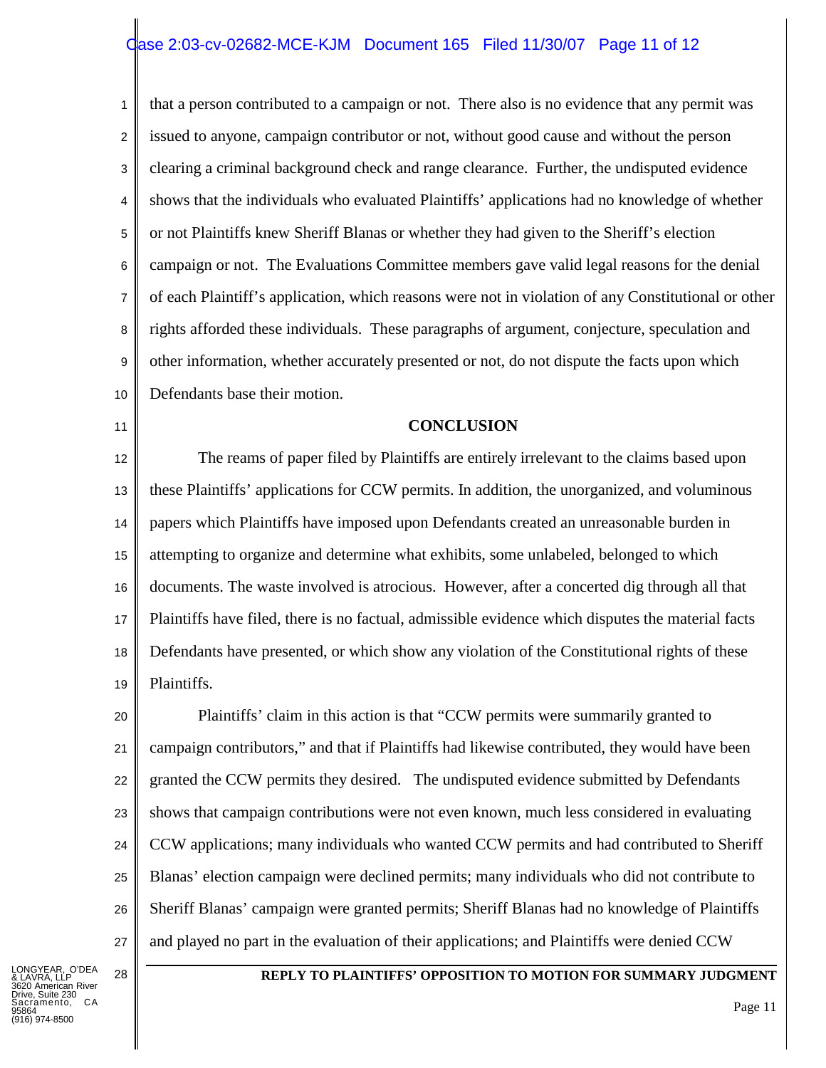that a person contributed to a campaign or not. There also is no evidence that any permit was issued to anyone, campaign contributor or not, without good cause and without the person clearing a criminal background check and range clearance. Further, the undisputed evidence shows that the individuals who evaluated Plaintiffs' applications had no knowledge of whether or not Plaintiffs knew Sheriff Blanas or whether they had given to the Sheriff's election campaign or not. The Evaluations Committee members gave valid legal reasons for the denial of each Plaintiff's application, which reasons were not in violation of any Constitutional or other rights afforded these individuals. These paragraphs of argument, conjecture, speculation and other information, whether accurately presented or not, do not dispute the facts upon which Defendants base their motion.

## CONCLUSION

The reams of paper filed by Plaintiffs are entirely irrelevant to the claims based upon these Plaintiffs' applications for CCW permits. In addition, the unorganized, and voluminous papers which Plaintiffs have imposed upon Defendants created an unreasonable burden in attempting to organize and determine what exhibits, some unlabeled, belonged to which documents. The waste involved is atrocious. However, after a concerted dig through all that Plaintiffs have filed, there is no factual, admissible evidence which disputes the material facts Defendants have presented, or which show any violation of the Constitutional rights of these Plaintiffs.

Plaintiffs' claim in this action is that "CCW permits were summarily granted to campaign contributors," and that if Plaintiffs had likewise contributed, they would have been granted the CCW permits they desired. The undisputed evidence submitted by Defendants shows that campaign contributions were not even known, much less considered in evaluating CCW applications; many individuals who wanted CCW permits and had contributed to Sheriff Blanas' election campaign were declined permits; many individuals who did not contribute to Sheriff Blanas' campaign were granted permits; Sheriff Blanas had no knowledge of Plaintiffs and played no part in the evaluation of their applications; and Plaintiffs were denied CCW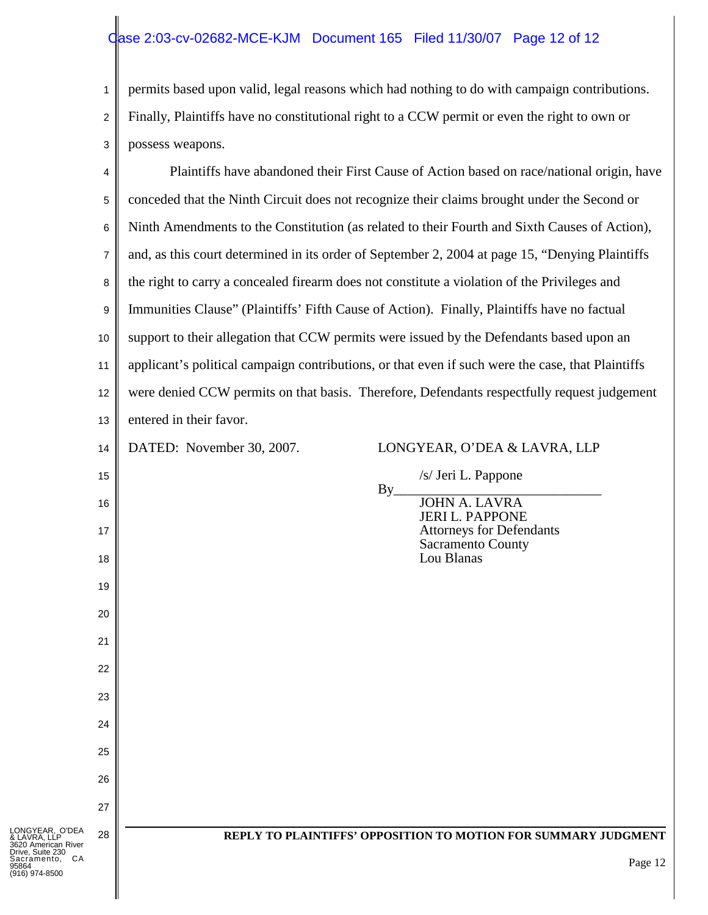permits based upon valid, legal reasons which had nothing to do with campaign contributions. Finally, Plaintiffs have no constitutional right to a CCW permit or even the right to own or possess weapons.

Plaintiffs have abandoned their First Cause of Action based on race/national origin, have conceded that the Ninth Circuit does not recognize their claims brought under the Second or Ninth Amendments to the Constitution (as related to their Fourth and Sixth Causes of Action), and, as this court determined in its order of September 2, 2004 at page 15, "Denying Plaintiffs the right to carry a concealed firearm does not constitute a violation of the Privileges and Immunities Clause" (Plaintiffs' Fifth Cause of Action). Finally, Plaintiffs have no factual support to their allegation that CCW permits were issued by the Defendants based upon an applicant's political campaign contributions, or that even if such were the case, that Plaintiffs were denied CCW permits on that basis. Therefore, Defendants respectfully request judgement entered in their favor.

DATED: November 30, 2007.

LONGYEAR, O'DEA & LAVRA, LLP

By /s/ Jeri L. Pappone

JOHN A. LAVRA
JERI L. PAPPONE
Attorneys for Defendants
Sacramento County
Lou Blanas

LONGYEAR, O'DEA & LAVRA, LLP
3620 American River Drive, Suite 230
Sacramento, CA 95864
(916) 974-8500

**REPLY TO PLAINTIFFS' OPPOSITION TO MOTION FOR SUMMARY JUDGMENT**